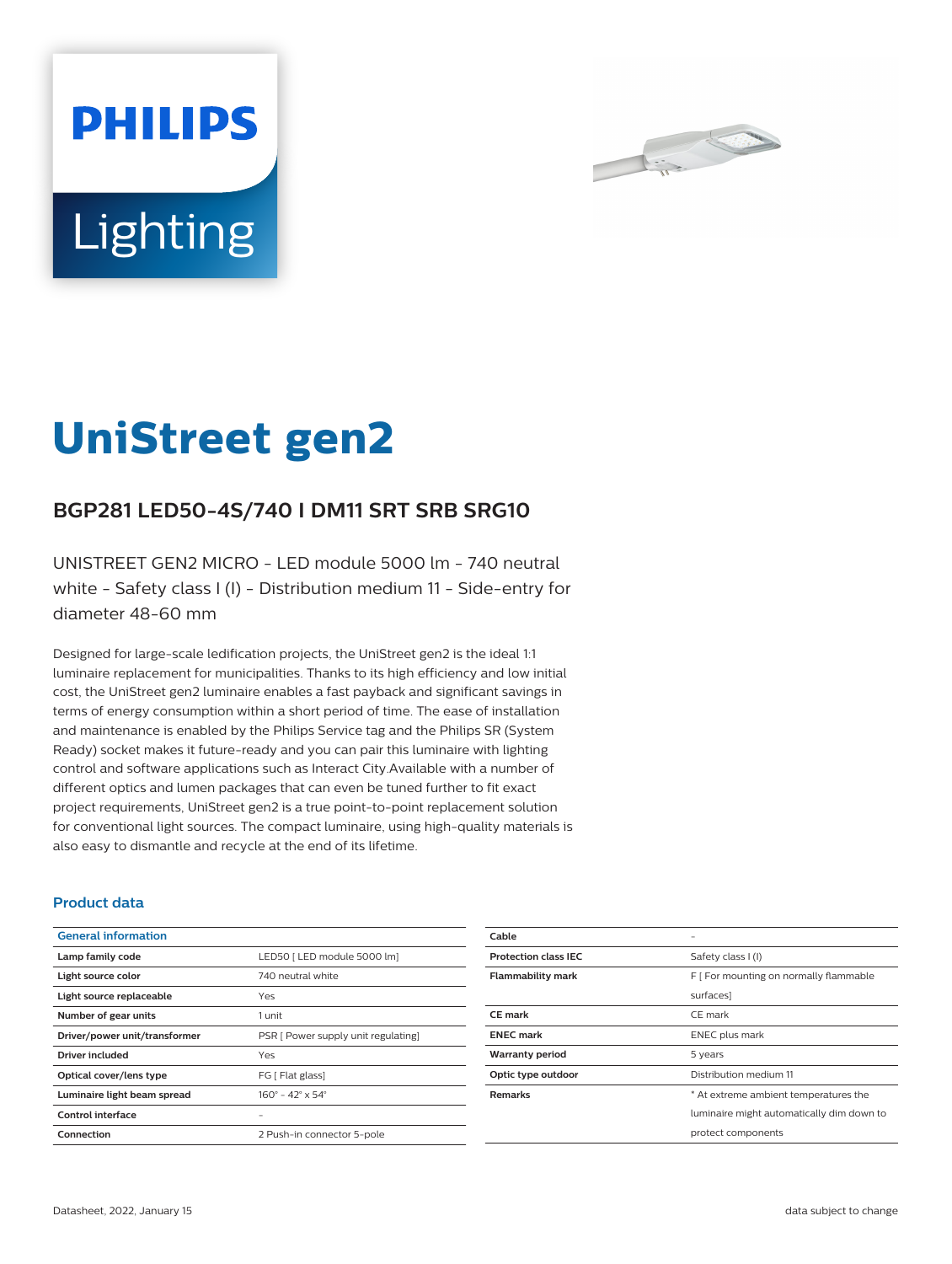PHILIPS

Lighting

# UniStreet gen2

## BGP281 LED50-4S/740 I DM11 SRT SRB SRG10

UNISTREET GEN2 MICRO - LED module 5000 lm - 740 neutral white - Safety class I (I) - Distribution medium 11 - Side-entry for diameter 48-60 mm

Designed for large-scale ledification projects, the UniStreet gen2 is the ideal 1:1 luminaire replacement for municipalities. Thanks to its high efficiency and low initial cost, the UniStreet gen2 luminaire enables a fast payback and significant savings in terms of energy consumption within a short period of time. The ease of installation and maintenance is enabled by the Philips Service tag and the Philips SR (System Ready) socket makes it future-ready and you can pair this luminaire with lighting control and software applications such as Interact City.Available with a number of different optics and lumen packages that can even be tuned further to fit exact project requirements, UniStreet gen2 is a true point-to-point replacement solution for conventional light sources. The compact luminaire, using high-quality materials is also easy to dismantle and recycle at the end of its lifetime.

### Product data

| General information | |
|---|---|
| **Lamp family code** | LED50 [ LED module 5000 lm] |
| **Light source color** | 740 neutral white |
| **Light source replaceable** | Yes |
| **Number of gear units** | 1 unit |
| **Driver/power unit/transformer** | PSR [ Power supply unit regulating] |
| **Driver included** | Yes |
| **Optical cover/lens type** | FG [ Flat glass] |
| **Luminaire light beam spread** | 160° - 42° x 54° |
| **Control interface** | - |
| **Connection** | 2 Push-in connector 5-pole |
| **Cable** | - |
| **Protection class IEC** | Safety class I (I) |
| **Flammability mark** | F [ For mounting on normally flammable surfaces] |
| **CE mark** | CE mark |
| **ENEC mark** | ENEC plus mark |
| **Warranty period** | 5 years |
| **Optic type outdoor** | Distribution medium 11 |
| **Remarks** | * At extreme ambient temperatures the luminaire might automatically dim down to protect components |

Datasheet, 2022, January 15 — data subject to change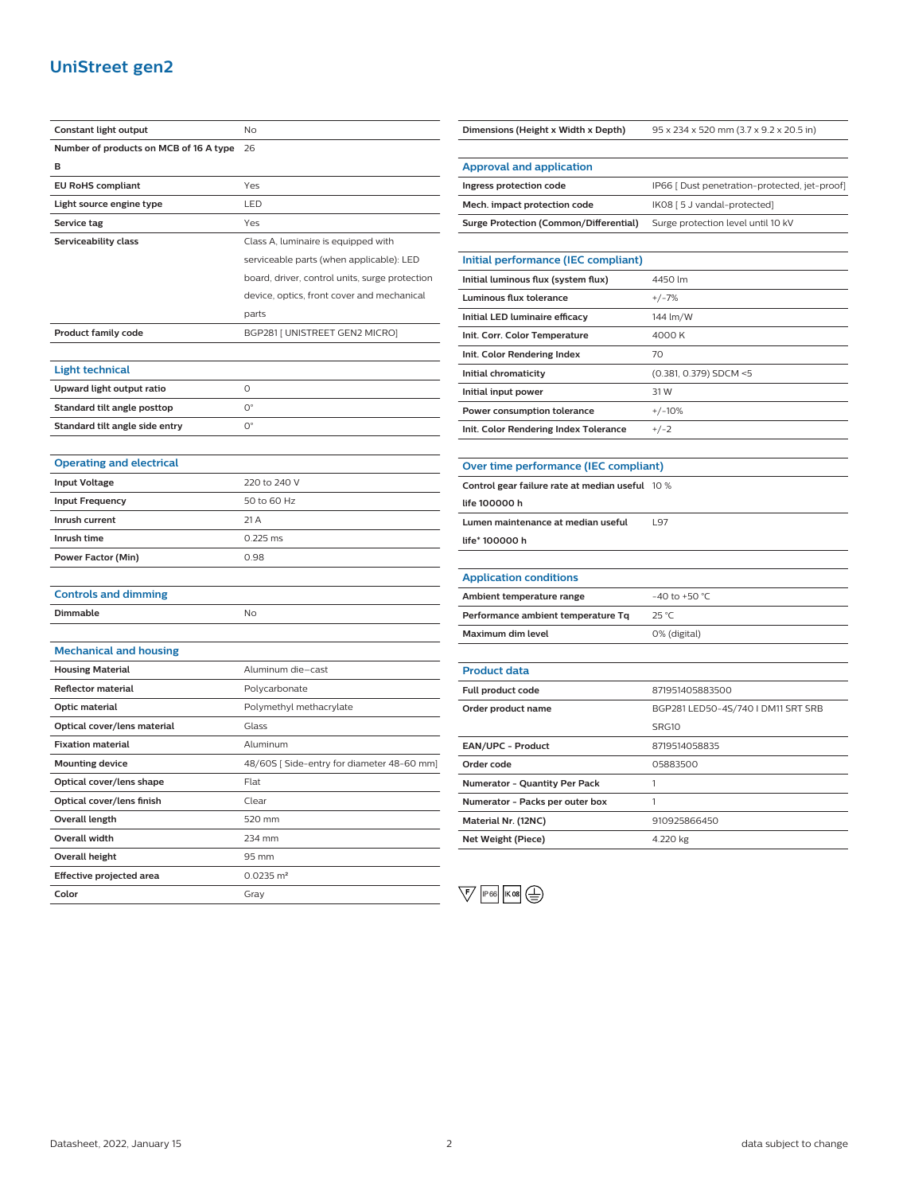# UniStreet gen2

| | |
|---|---|
| Constant light output | No |
| Number of products on MCB of 16 A type B | 26 |
| EU RoHS compliant | Yes |
| Light source engine type | LED |
| Service tag | Yes |
| Serviceability class | Class A, luminaire is equipped with serviceable parts (when applicable): LED board, driver, control units, surge protection device, optics, front cover and mechanical parts |
| Product family code | BGP281 [ UNISTREET GEN2 MICRO] |

## Light technical

| | |
|---|---|
| Upward light output ratio | 0 |
| Standard tilt angle posttop | 0° |
| Standard tilt angle side entry | 0° |

## Operating and electrical

| | |
|---|---|
| Input Voltage | 220 to 240 V |
| Input Frequency | 50 to 60 Hz |
| Inrush current | 21 A |
| Inrush time | 0.225 ms |
| Power Factor (Min) | 0.98 |

## Controls and dimming

| | |
|---|---|
| Dimmable | No |

## Mechanical and housing

| | |
|---|---|
| Housing Material | Aluminum die-cast |
| Reflector material | Polycarbonate |
| Optic material | Polymethyl methacrylate |
| Optical cover/lens material | Glass |
| Fixation material | Aluminum |
| Mounting device | 48/60S [ Side-entry for diameter 48-60 mm] |
| Optical cover/lens shape | Flat |
| Optical cover/lens finish | Clear |
| Overall length | 520 mm |
| Overall width | 234 mm |
| Overall height | 95 mm |
| Effective projected area | 0.0235 m² |
| Color | Gray |

| | |
|---|---|
| Dimensions (Height x Width x Depth) | 95 x 234 x 520 mm (3.7 x 9.2 x 20.5 in) |

## Approval and application

| | |
|---|---|
| Ingress protection code | IP66 [ Dust penetration-protected, jet-proof] |
| Mech. impact protection code | IK08 [ 5 J vandal-protected] |
| Surge Protection (Common/Differential) | Surge protection level until 10 kV |

## Initial performance (IEC compliant)

| | |
|---|---|
| Initial luminous flux (system flux) | 4450 lm |
| Luminous flux tolerance | +/-7% |
| Initial LED luminaire efficacy | 144 lm/W |
| Init. Corr. Color Temperature | 4000 K |
| Init. Color Rendering Index | 70 |
| Initial chromaticity | (0.381, 0.379) SDCM <5 |
| Initial input power | 31 W |
| Power consumption tolerance | +/-10% |
| Init. Color Rendering Index Tolerance | +/-2 |

## Over time performance (IEC compliant)

| | |
|---|---|
| Control gear failure rate at median useful life 100000 h | 10 % |
| Lumen maintenance at median useful life* 100000 h | L97 |

## Application conditions

| | |
|---|---|
| Ambient temperature range | -40 to +50 °C |
| Performance ambient temperature Tq | 25 °C |
| Maximum dim level | 0% (digital) |

## Product data

| | |
|---|---|
| Full product code | 871951405883500 |
| Order product name | BGP281 LED50-4S/740 I DM11 SRT SRB SRG10 |
| EAN/UPC - Product | 8719514058835 |
| Order code | 05883500 |
| Numerator - Quantity Per Pack | 1 |
| Numerator - Packs per outer box | 1 |
| Material Nr. (12NC) | 910925866450 |
| Net Weight (Piece) | 4.220 kg |

Datasheet, 2022, January 15 — data subject to change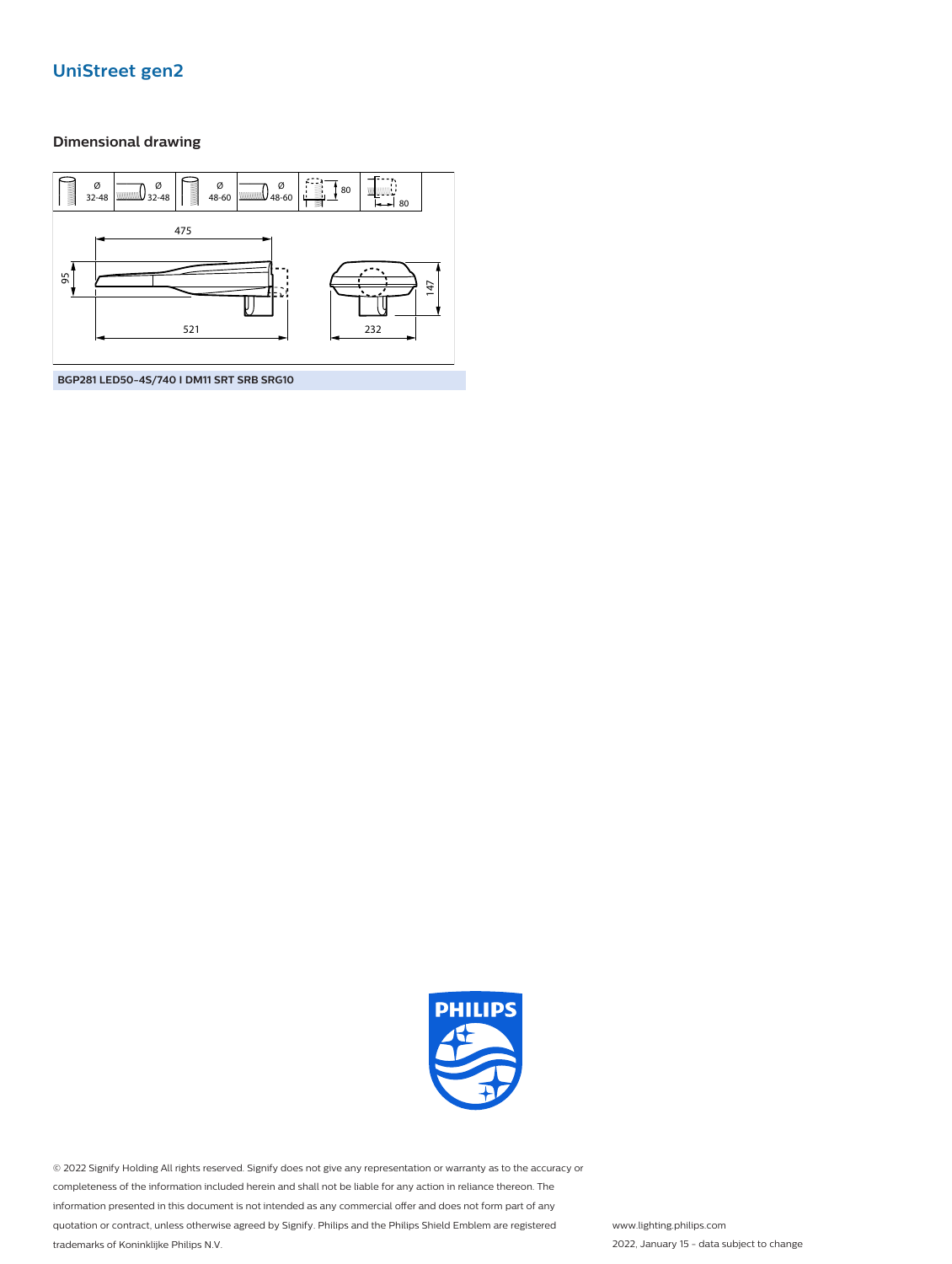# UniStreet gen2

## Dimensional drawing

Ø 32-48

Ø 32-48

Ø 48-60

Ø 48-60

80

80

475

95

521

147

232

**BGP281 LED50-4S/740 I DM11 SRT SRB SRG10**

© 2022 Signify Holding All rights reserved. Signify does not give any representation or warranty as to the accuracy or completeness of the information included herein and shall not be liable for any action in reliance thereon. The information presented in this document is not intended as any commercial offer and does not form part of any quotation or contract, unless otherwise agreed by Signify. Philips and the Philips Shield Emblem are registered trademarks of Koninklijke Philips N.V.

www.lighting.philips.com

2022, January 15 - data subject to change